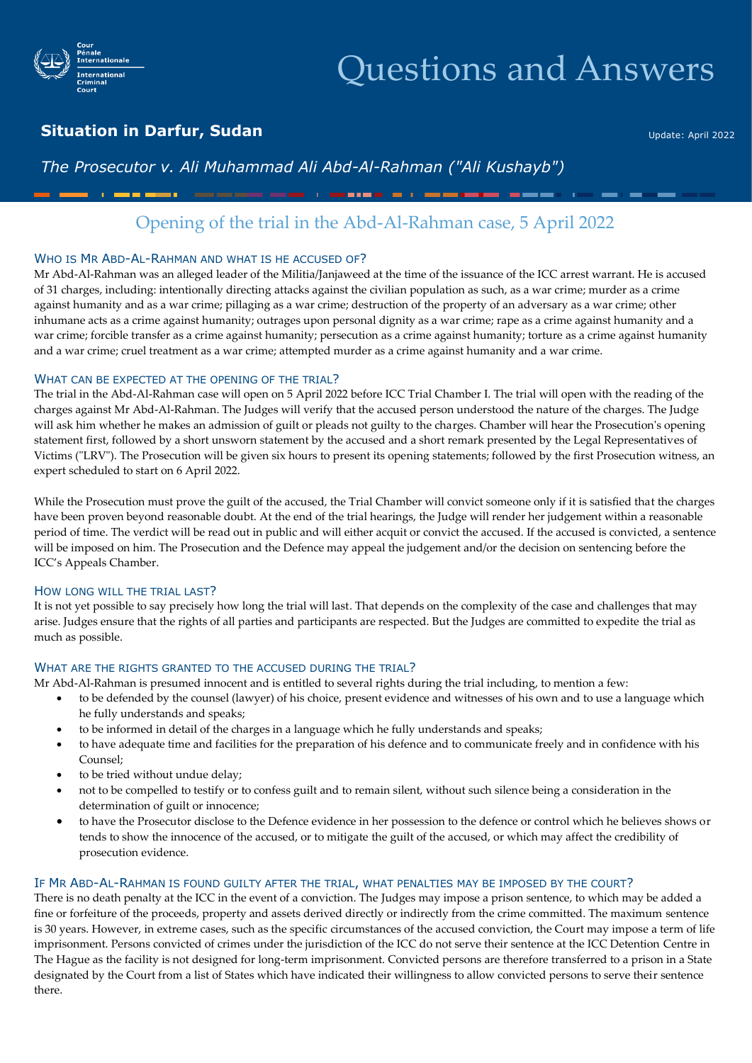# Questions and Answers

## Situation in Darfur, Sudan

Update: April 2022

*The Prosecutor v. Ali Muhammad Ali Abd-Al-Rahman ("Ali Kushayb")*

## Opening of the trial in the Abd-Al-Rahman case, 5 April 2022

### Who is Mr Abd-Al-Rahman and what is he accused of?

Mr Abd-Al-Rahman was an alleged leader of the Militia/Janjaweed at the time of the issuance of the ICC arrest warrant. He is accused of 31 charges, including: intentionally directing attacks against the civilian population as such, as a war crime; murder as a crime against humanity and as a war crime; pillaging as a war crime; destruction of the property of an adversary as a war crime; other inhumane acts as a crime against humanity; outrages upon personal dignity as a war crime; rape as a crime against humanity and a war crime; forcible transfer as a crime against humanity; persecution as a crime against humanity; torture as a crime against humanity and a war crime; cruel treatment as a war crime; attempted murder as a crime against humanity and a war crime.

### What can be expected at the opening of the trial?

The trial in the Abd-Al-Rahman case will open on 5 April 2022 before ICC Trial Chamber I. The trial will open with the reading of the charges against Mr Abd-Al-Rahman. The Judges will verify that the accused person understood the nature of the charges. The Judge will ask him whether he makes an admission of guilt or pleads not guilty to the charges. Chamber will hear the Prosecution's opening statement first, followed by a short unsworn statement by the accused and a short remark presented by the Legal Representatives of Victims ("LRV"). The Prosecution will be given six hours to present its opening statements; followed by the first Prosecution witness, an expert scheduled to start on 6 April 2022.

While the Prosecution must prove the guilt of the accused, the Trial Chamber will convict someone only if it is satisfied that the charges have been proven beyond reasonable doubt. At the end of the trial hearings, the Judge will render her judgement within a reasonable period of time. The verdict will be read out in public and will either acquit or convict the accused. If the accused is convicted, a sentence will be imposed on him. The Prosecution and the Defence may appeal the judgement and/or the decision on sentencing before the ICC's Appeals Chamber.

### How long will the trial last?

It is not yet possible to say precisely how long the trial will last. That depends on the complexity of the case and challenges that may arise. Judges ensure that the rights of all parties and participants are respected. But the Judges are committed to expedite the trial as much as possible.

### What are the rights granted to the accused during the trial?

Mr Abd-Al-Rahman is presumed innocent and is entitled to several rights during the trial including, to mention a few:

- to be defended by the counsel (lawyer) of his choice, present evidence and witnesses of his own and to use a language which he fully understands and speaks;
- to be informed in detail of the charges in a language which he fully understands and speaks;
- to have adequate time and facilities for the preparation of his defence and to communicate freely and in confidence with his Counsel;
- to be tried without undue delay;
- not to be compelled to testify or to confess guilt and to remain silent, without such silence being a consideration in the determination of guilt or innocence;
- to have the Prosecutor disclose to the Defence evidence in her possession to the defence or control which he believes shows or tends to show the innocence of the accused, or to mitigate the guilt of the accused, or which may affect the credibility of prosecution evidence.

### If Mr Abd-Al-Rahman is found guilty after the trial, what penalties may be imposed by the court?

There is no death penalty at the ICC in the event of a conviction. The Judges may impose a prison sentence, to which may be added a fine or forfeiture of the proceeds, property and assets derived directly or indirectly from the crime committed. The maximum sentence is 30 years. However, in extreme cases, such as the specific circumstances of the accused conviction, the Court may impose a term of life imprisonment. Persons convicted of crimes under the jurisdiction of the ICC do not serve their sentence at the ICC Detention Centre in The Hague as the facility is not designed for long-term imprisonment. Convicted persons are therefore transferred to a prison in a State designated by the Court from a list of States which have indicated their willingness to allow convicted persons to serve their sentence there.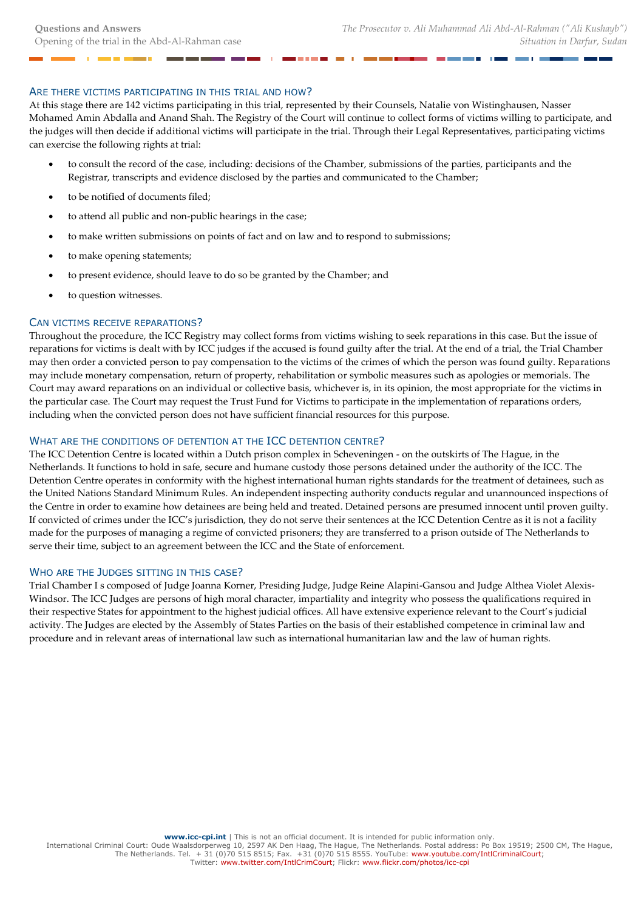## ARE THERE VICTIMS PARTICIPATING IN THIS TRIAL AND HOW?

At this stage there are 142 victims participating in this trial, represented by their Counsels, Natalie von Wistinghausen, Nasser Mohamed Amin Abdalla and Anand Shah. The Registry of the Court will continue to collect forms of victims willing to participate, and the judges will then decide if additional victims will participate in the trial. Through their Legal Representatives, participating victims can exercise the following rights at trial:

- to consult the record of the case, including: decisions of the Chamber, submissions of the parties, participants and the Registrar, transcripts and evidence disclosed by the parties and communicated to the Chamber;
- to be notified of documents filed;
- to attend all public and non-public hearings in the case;
- to make written submissions on points of fact and on law and to respond to submissions;
- to make opening statements;
- to present evidence, should leave to do so be granted by the Chamber; and
- to question witnesses.

## CAN VICTIMS RECEIVE REPARATIONS?

Throughout the procedure, the ICC Registry may collect forms from victims wishing to seek reparations in this case. But the issue of reparations for victims is dealt with by ICC judges if the accused is found guilty after the trial. At the end of a trial, the Trial Chamber may then order a convicted person to pay compensation to the victims of the crimes of which the person was found guilty. Reparations may include monetary compensation, return of property, rehabilitation or symbolic measures such as apologies or memorials. The Court may award reparations on an individual or collective basis, whichever is, in its opinion, the most appropriate for the victims in the particular case. The Court may request the Trust Fund for Victims to participate in the implementation of reparations orders, including when the convicted person does not have sufficient financial resources for this purpose.

## WHAT ARE THE CONDITIONS OF DETENTION AT THE ICC DETENTION CENTRE?

The ICC Detention Centre is located within a Dutch prison complex in Scheveningen - on the outskirts of The Hague, in the Netherlands. It functions to hold in safe, secure and humane custody those persons detained under the authority of the ICC. The Detention Centre operates in conformity with the highest international human rights standards for the treatment of detainees, such as the United Nations Standard Minimum Rules. An independent inspecting authority conducts regular and unannounced inspections of the Centre in order to examine how detainees are being held and treated. Detained persons are presumed innocent until proven guilty. If convicted of crimes under the ICC's jurisdiction, they do not serve their sentences at the ICC Detention Centre as it is not a facility made for the purposes of managing a regime of convicted prisoners; they are transferred to a prison outside of The Netherlands to serve their time, subject to an agreement between the ICC and the State of enforcement.

## WHO ARE THE JUDGES SITTING IN THIS CASE?

Trial Chamber I s composed of Judge Joanna Korner, Presiding Judge, Judge Reine Alapini-Gansou and Judge Althea Violet Alexis-Windsor. The ICC Judges are persons of high moral character, impartiality and integrity who possess the qualifications required in their respective States for appointment to the highest judicial offices. All have extensive experience relevant to the Court's judicial activity. The Judges are elected by the Assembly of States Parties on the basis of their established competence in criminal law and procedure and in relevant areas of international law such as international humanitarian law and the law of human rights.

**www.icc-cpi.int** | This is not an official document. It is intended for public information only.
International Criminal Court: Oude Waalsdorperweg 10, 2597 AK Den Haag, The Hague, The Netherlands. Postal address: Po Box 19519; 2500 CM, The Hague, The Netherlands. Tel. + 31 (0)70 515 8515; Fax. +31 (0)70 515 8555. YouTube: www.youtube.com/IntlCriminalCourt;
Twitter: www.twitter.com/IntlCrimCourt; Flickr: www.flickr.com/photos/icc-cpi